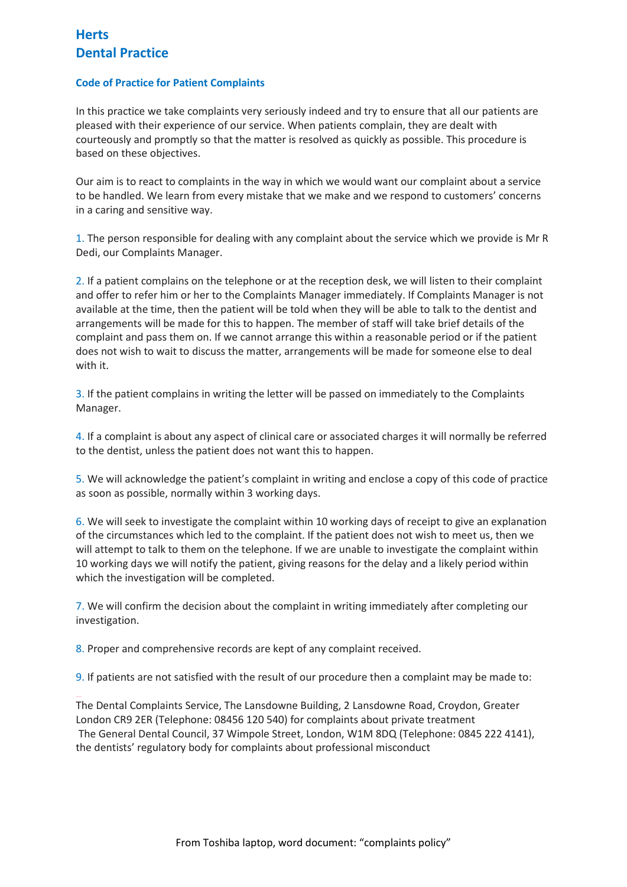# Herts Dental Practice

### Code of Practice for Patient Complaints

In this practice we take complaints very seriously indeed and try to ensure that all our patients are pleased with their experience of our service. When patients complain, they are dealt with courteously and promptly so that the matter is resolved as quickly as possible. This procedure is based on these objectives.

Our aim is to react to complaints in the way in which we would want our complaint about a service to be handled. We learn from every mistake that we make and we respond to customers' concerns in a caring and sensitive way.

1. The person responsible for dealing with any complaint about the service which we provide is Mr R Dedi, our Complaints Manager.

2. If a patient complains on the telephone or at the reception desk, we will listen to their complaint and offer to refer him or her to the Complaints Manager immediately. If Complaints Manager is not available at the time, then the patient will be told when they will be able to talk to the dentist and arrangements will be made for this to happen. The member of staff will take brief details of the complaint and pass them on. If we cannot arrange this within a reasonable period or if the patient does not wish to wait to discuss the matter, arrangements will be made for someone else to deal with it.

3. If the patient complains in writing the letter will be passed on immediately to the Complaints Manager.

4. If a complaint is about any aspect of clinical care or associated charges it will normally be referred to the dentist, unless the patient does not want this to happen.

5. We will acknowledge the patient's complaint in writing and enclose a copy of this code of practice as soon as possible, normally within 3 working days.

6. We will seek to investigate the complaint within 10 working days of receipt to give an explanation of the circumstances which led to the complaint. If the patient does not wish to meet us, then we will attempt to talk to them on the telephone. If we are unable to investigate the complaint within 10 working days we will notify the patient, giving reasons for the delay and a likely period within which the investigation will be completed.

7. We will confirm the decision about the complaint in writing immediately after completing our investigation.

8. Proper and comprehensive records are kept of any complaint received.

9. If patients are not satisfied with the result of our procedure then a complaint may be made to:

The Dental Complaints Service, The Lansdowne Building, 2 Lansdowne Road, Croydon, Greater London CR9 2ER (Telephone: 08456 120 540) for complaints about private treatment
The General Dental Council, 37 Wimpole Street, London, W1M 8DQ (Telephone: 0845 222 4141), the dentists' regulatory body for complaints about professional misconduct

From Toshiba laptop, word document: "complaints policy"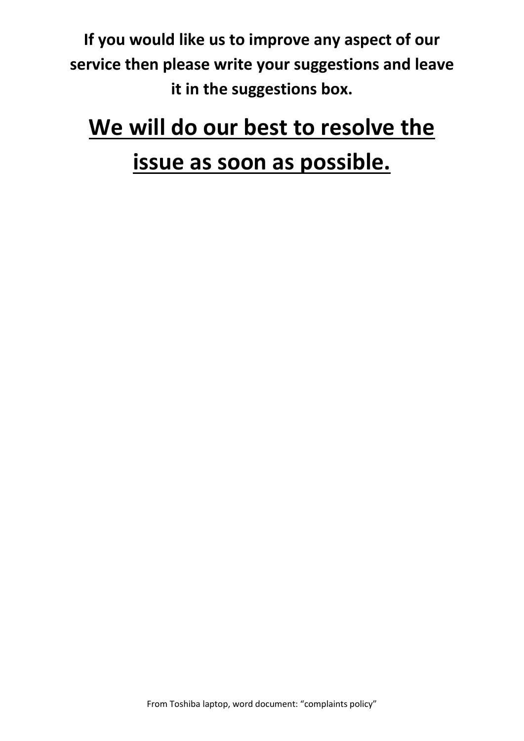**If you would like us to improve any aspect of our service then please write your suggestions and leave it in the suggestions box.**

# <u>We will do our best to resolve the issue as soon as possible.</u>

From Toshiba laptop, word document: "complaints policy"